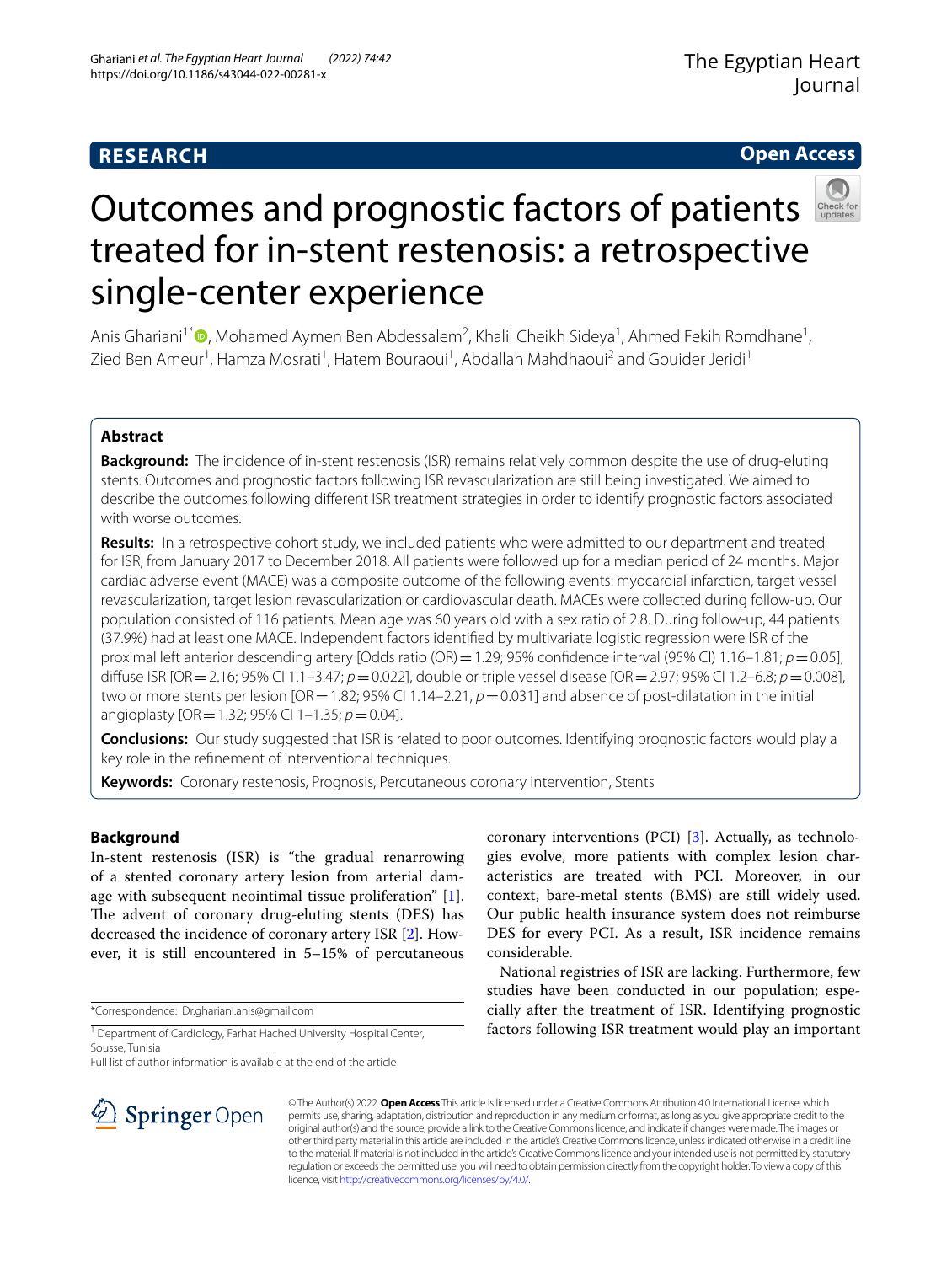**RESEARCH** **Open Access**

# Outcomes and prognostic factors of patients treated for in-stent restenosis: a retrospective single-center experience

Anis Ghariani[1*], Mohamed Aymen Ben Abdessalem[2], Khalil Cheikh Sideya[1], Ahmed Fekih Romdhane[1], Zied Ben Ameur[1], Hamza Mosrati[1], Hatem Bouraoui[1], Abdallah Mahdhaoui[2] and Gouider Jeridi[1]

## Abstract

**Background:** The incidence of in-stent restenosis (ISR) remains relatively common despite the use of drug-eluting stents. Outcomes and prognostic factors following ISR revascularization are still being investigated. We aimed to describe the outcomes following different ISR treatment strategies in order to identify prognostic factors associated with worse outcomes.

**Results:** In a retrospective cohort study, we included patients who were admitted to our department and treated for ISR, from January 2017 to December 2018. All patients were followed up for a median period of 24 months. Major cardiac adverse event (MACE) was a composite outcome of the following events: myocardial infarction, target vessel revascularization, target lesion revascularization or cardiovascular death. MACEs were collected during follow-up. Our population consisted of 116 patients. Mean age was 60 years old with a sex ratio of 2.8. During follow-up, 44 patients (37.9%) had at least one MACE. Independent factors identified by multivariate logistic regression were ISR of the proximal left anterior descending artery [Odds ratio (OR) = 1.29; 95% confidence interval (95% CI) 1.16–1.81; $p = 0.05$], diffuse ISR [OR = 2.16; 95% CI 1.1–3.47; $p = 0.022$], double or triple vessel disease [OR = 2.97; 95% CI 1.2–6.8; $p = 0.008$], two or more stents per lesion [OR = 1.82; 95% CI 1.14–2.21, $p = 0.031$] and absence of post-dilatation in the initial angioplasty [OR = 1.32; 95% CI 1–1.35; $p = 0.04$].

**Conclusions:** Our study suggested that ISR is related to poor outcomes. Identifying prognostic factors would play a key role in the refinement of interventional techniques.

**Keywords:** Coronary restenosis, Prognosis, Percutaneous coronary intervention, Stents

## Background

In-stent restenosis (ISR) is "the gradual renarrowing of a stented coronary artery lesion from arterial damage with subsequent neointimal tissue proliferation" [1]. The advent of coronary drug-eluting stents (DES) has decreased the incidence of coronary artery ISR [2]. However, it is still encountered in 5–15% of percutaneous coronary interventions (PCI) [3]. Actually, as technologies evolve, more patients with complex lesion characteristics are treated with PCI. Moreover, in our context, bare-metal stents (BMS) are still widely used. Our public health insurance system does not reimburse DES for every PCI. As a result, ISR incidence remains considerable.

National registries of ISR are lacking. Furthermore, few studies have been conducted in our population; especially after the treatment of ISR. Identifying prognostic factors following ISR treatment would play an important

*Correspondence: Dr.ghariani.anis@gmail.com

[1] Department of Cardiology, Farhat Hached University Hospital Center, Sousse, Tunisia

Full list of author information is available at the end of the article

© The Author(s) 2022. **Open Access** This article is licensed under a Creative Commons Attribution 4.0 International License, which permits use, sharing, adaptation, distribution and reproduction in any medium or format, as long as you give appropriate credit to the original author(s) and the source, provide a link to the Creative Commons licence, and indicate if changes were made. The images or other third party material in this article are included in the article's Creative Commons licence, unless indicated otherwise in a credit line to the material. If material is not included in the article's Creative Commons licence and your intended use is not permitted by statutory regulation or exceeds the permitted use, you will need to obtain permission directly from the copyright holder. To view a copy of this licence, visit http://creativecommons.org/licenses/by/4.0/.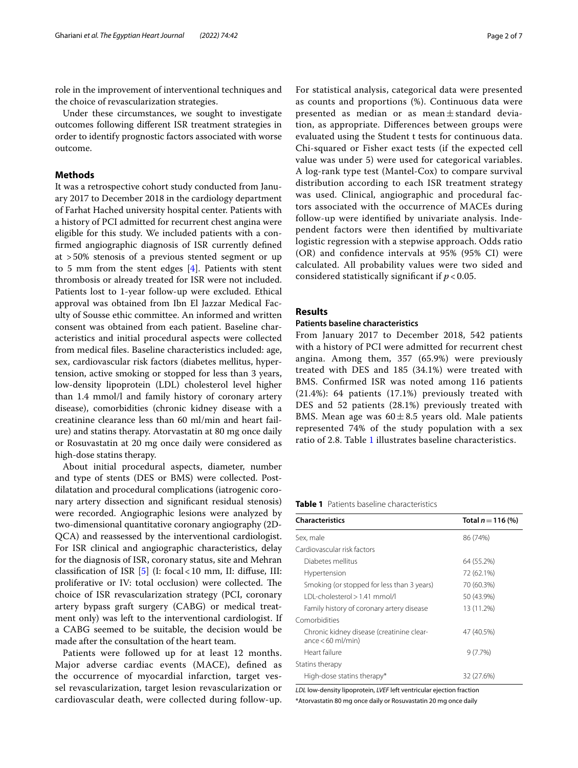role in the improvement of interventional techniques and the choice of revascularization strategies.

Under these circumstances, we sought to investigate outcomes following different ISR treatment strategies in order to identify prognostic factors associated with worse outcome.

## Methods

It was a retrospective cohort study conducted from January 2017 to December 2018 in the cardiology department of Farhat Hached university hospital center. Patients with a history of PCI admitted for recurrent chest angina were eligible for this study. We included patients with a confirmed angiographic diagnosis of ISR currently defined at >50% stenosis of a previous stented segment or up to 5 mm from the stent edges [4]. Patients with stent thrombosis or already treated for ISR were not included. Patients lost to 1-year follow-up were excluded. Ethical approval was obtained from Ibn El Jazzar Medical Faculty of Sousse ethic committee. An informed and written consent was obtained from each patient. Baseline characteristics and initial procedural aspects were collected from medical files. Baseline characteristics included: age, sex, cardiovascular risk factors (diabetes mellitus, hypertension, active smoking or stopped for less than 3 years, low-density lipoprotein (LDL) cholesterol level higher than 1.4 mmol/l and family history of coronary artery disease), comorbidities (chronic kidney disease with a creatinine clearance less than 60 ml/min and heart failure) and statins therapy. Atorvastatin at 80 mg once daily or Rosuvastatin at 20 mg once daily were considered as high-dose statins therapy.

About initial procedural aspects, diameter, number and type of stents (DES or BMS) were collected. Post-dilatation and procedural complications (iatrogenic coronary artery dissection and significant residual stenosis) were recorded. Angiographic lesions were analyzed by two-dimensional quantitative coronary angiography (2D-QCA) and reassessed by the interventional cardiologist. For ISR clinical and angiographic characteristics, delay for the diagnosis of ISR, coronary status, site and Mehran classification of ISR [5] (I: focal < 10 mm, II: diffuse, III: proliferative or IV: total occlusion) were collected. The choice of ISR revascularization strategy (PCI, coronary artery bypass graft surgery (CABG) or medical treatment only) was left to the interventional cardiologist. If a CABG seemed to be suitable, the decision would be made after the consultation of the heart team.

Patients were followed up for at least 12 months. Major adverse cardiac events (MACE), defined as the occurrence of myocardial infarction, target vessel revascularization, target lesion revascularization or cardiovascular death, were collected during follow-up. For statistical analysis, categorical data were presented as counts and proportions (%). Continuous data were presented as median or as mean ± standard deviation, as appropriate. Differences between groups were evaluated using the Student t tests for continuous data. Chi-squared or Fisher exact tests (if the expected cell value was under 5) were used for categorical variables. A log-rank type test (Mantel-Cox) to compare survival distribution according to each ISR treatment strategy was used. Clinical, angiographic and procedural factors associated with the occurrence of MACEs during follow-up were identified by univariate analysis. Independent factors were then identified by multivariate logistic regression with a stepwise approach. Odds ratio (OR) and confidence intervals at 95% (95% CI) were calculated. All probability values were two sided and considered statistically significant if $p < 0.05$.

## Results

### Patients baseline characteristics

From January 2017 to December 2018, 542 patients with a history of PCI were admitted for recurrent chest angina. Among them, 357 (65.9%) were previously treated with DES and 185 (34.1%) were treated with BMS. Confirmed ISR was noted among 116 patients (21.4%): 64 patients (17.1%) previously treated with DES and 52 patients (28.1%) previously treated with BMS. Mean age was 60 ± 8.5 years old. Male patients represented 74% of the study population with a sex ratio of 2.8. Table 1 illustrates baseline characteristics.

**Table 1** Patients baseline characteristics

| Characteristics | Total $n = 116$ (%) |
|---|---|
| Sex, male | 86 (74%) |
| Cardiovascular risk factors | |
| Diabetes mellitus | 64 (55.2%) |
| Hypertension | 72 (62.1%) |
| Smoking (or stopped for less than 3 years) | 70 (60.3%) |
| LDL-cholesterol > 1.41 mmol/l | 50 (43.9%) |
| Family history of coronary artery disease | 13 (11.2%) |
| Comorbidities | |
| Chronic kidney disease (creatinine clearance < 60 ml/min) | 47 (40.5%) |
| Heart failure | 9 (7.7%) |
| Statins therapy | |
| High-dose statins therapy* | 32 (27.6%) |

*LDL* low-density lipoprotein, *LVEF* left ventricular ejection fraction

*Atorvastatin 80 mg once daily or Rosuvastatin 20 mg once daily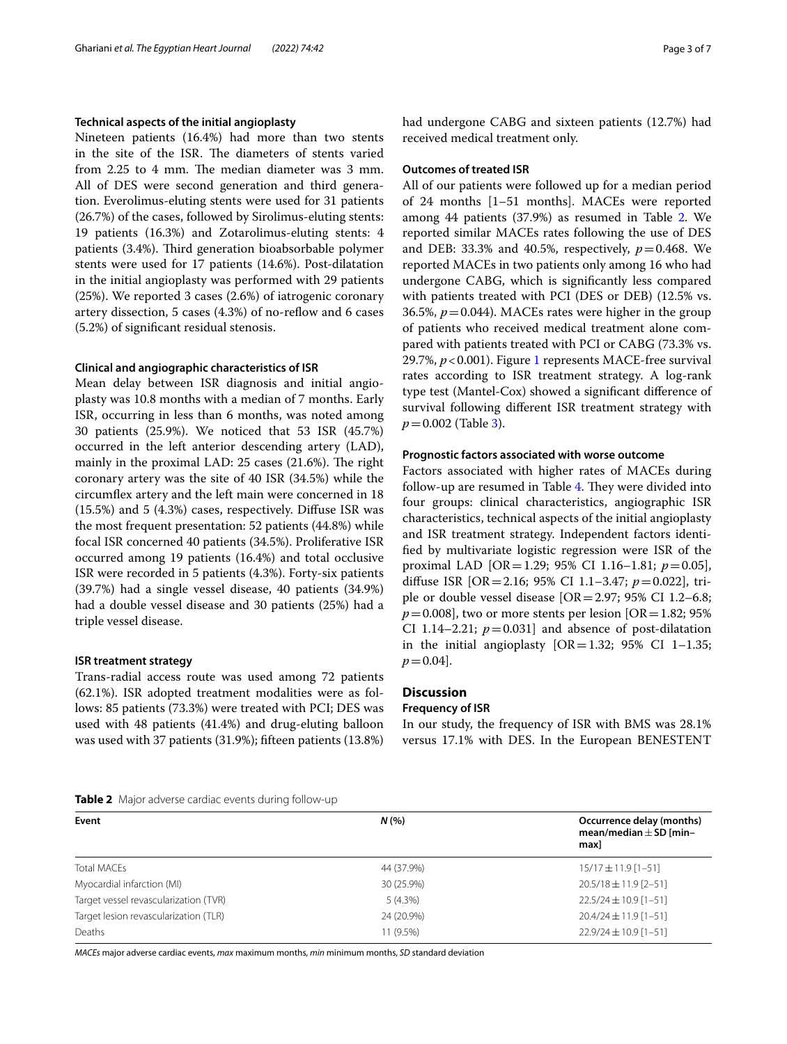#### Technical aspects of the initial angioplasty

Nineteen patients (16.4%) had more than two stents in the site of the ISR. The diameters of stents varied from 2.25 to 4 mm. The median diameter was 3 mm. All of DES were second generation and third generation. Everolimus-eluting stents were used for 31 patients (26.7%) of the cases, followed by Sirolimus-eluting stents: 19 patients (16.3%) and Zotarolimus-eluting stents: 4 patients (3.4%). Third generation bioabsorbable polymer stents were used for 17 patients (14.6%). Post-dilatation in the initial angioplasty was performed with 29 patients (25%). We reported 3 cases (2.6%) of iatrogenic coronary artery dissection, 5 cases (4.3%) of no-reflow and 6 cases (5.2%) of significant residual stenosis.

#### Clinical and angiographic characteristics of ISR

Mean delay between ISR diagnosis and initial angioplasty was 10.8 months with a median of 7 months. Early ISR, occurring in less than 6 months, was noted among 30 patients (25.9%). We noticed that 53 ISR (45.7%) occurred in the left anterior descending artery (LAD), mainly in the proximal LAD: 25 cases (21.6%). The right coronary artery was the site of 40 ISR (34.5%) while the circumflex artery and the left main were concerned in 18 (15.5%) and 5 (4.3%) cases, respectively. Diffuse ISR was the most frequent presentation: 52 patients (44.8%) while focal ISR concerned 40 patients (34.5%). Proliferative ISR occurred among 19 patients (16.4%) and total occlusive ISR were recorded in 5 patients (4.3%). Forty-six patients (39.7%) had a single vessel disease, 40 patients (34.9%) had a double vessel disease and 30 patients (25%) had a triple vessel disease.

#### ISR treatment strategy

Trans-radial access route was used among 72 patients (62.1%). ISR adopted treatment modalities were as follows: 85 patients (73.3%) were treated with PCI; DES was used with 48 patients (41.4%) and drug-eluting balloon was used with 37 patients (31.9%); fifteen patients (13.8%) had undergone CABG and sixteen patients (12.7%) had received medical treatment only.

#### Outcomes of treated ISR

All of our patients were followed up for a median period of 24 months [1–51 months]. MACEs were reported among 44 patients (37.9%) as resumed in Table 2. We reported similar MACEs rates following the use of DES and DEB: 33.3% and 40.5%, respectively, $p = 0.468$. We reported MACEs in two patients only among 16 who had undergone CABG, which is significantly less compared with patients treated with PCI (DES or DEB) (12.5% vs. 36.5%, $p = 0.044$). MACEs rates were higher in the group of patients who received medical treatment alone compared with patients treated with PCI or CABG (73.3% vs. 29.7%, $p < 0.001$). Figure 1 represents MACE-free survival rates according to ISR treatment strategy. A log-rank type test (Mantel-Cox) showed a significant difference of survival following different ISR treatment strategy with $p = 0.002$ (Table 3).

#### Prognostic factors associated with worse outcome

Factors associated with higher rates of MACEs during follow-up are resumed in Table 4. They were divided into four groups: clinical characteristics, angiographic ISR characteristics, technical aspects of the initial angioplasty and ISR treatment strategy. Independent factors identified by multivariate logistic regression were ISR of the proximal LAD [OR = 1.29; 95% CI 1.16–1.81; $p = 0.05$], diffuse ISR [OR = 2.16; 95% CI 1.1–3.47; $p = 0.022$], triple or double vessel disease [OR = 2.97; 95% CI 1.2–6.8; $p = 0.008$], two or more stents per lesion [OR = 1.82; 95% CI 1.14–2.21; $p = 0.031$] and absence of post-dilatation in the initial angioplasty [OR = 1.32; 95% CI 1–1.35; $p = 0.04$].

## Discussion

### Frequency of ISR

In our study, the frequency of ISR with BMS was 28.1% versus 17.1% with DES. In the European BENESTENT

**Table 2** Major adverse cardiac events during follow-up

| Event | N (%) | Occurrence delay (months) mean/median ± SD [min–max] |
|---|---|---|
| Total MACEs | 44 (37.9%) | 15/17 ± 11.9 [1–51] |
| Myocardial infarction (MI) | 30 (25.9%) | 20.5/18 ± 11.9 [2–51] |
| Target vessel revascularization (TVR) | 5 (4.3%) | 22.5/24 ± 10.9 [1–51] |
| Target lesion revascularization (TLR) | 24 (20.9%) | 20.4/24 ± 11.9 [1–51] |
| Deaths | 11 (9.5%) | 22.9/24 ± 10.9 [1–51] |

*MACEs* major adverse cardiac events, *max* maximum months, *min* minimum months, *SD* standard deviation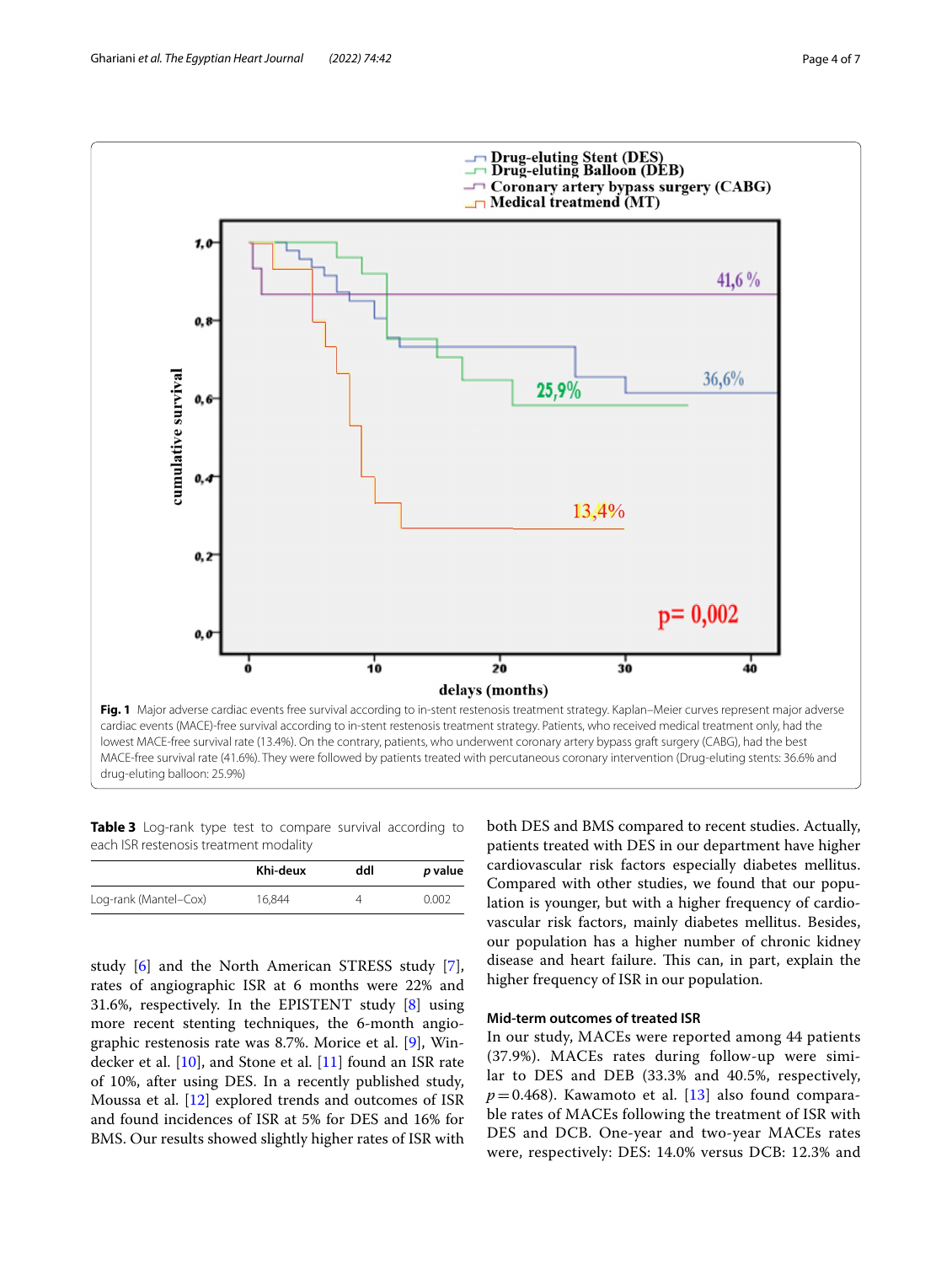**Fig. 1** Major adverse cardiac events free survival according to in-stent restenosis treatment strategy. Kaplan–Meier curves represent major adverse cardiac events (MACE)-free survival according to in-stent restenosis treatment strategy. Patients, who received medical treatment only, had the lowest MACE-free survival rate (13.4%). On the contrary, patients, who underwent coronary artery bypass graft surgery (CABG), had the best MACE-free survival rate (41.6%). They were followed by patients treated with percutaneous coronary intervention (Drug-eluting stents: 36.6% and drug-eluting balloon: 25.9%)

**Table 3** Log-rank type test to compare survival according to each ISR restenosis treatment modality

| | Khi-deux | ddl | *p* value |
|---|---|---|---|
| Log-rank (Mantel–Cox) | 16,844 | 4 | 0.002 |

study [6] and the North American STRESS study [7], rates of angiographic ISR at 6 months were 22% and 31.6%, respectively. In the EPISTENT study [8] using more recent stenting techniques, the 6-month angiographic restenosis rate was 8.7%. Morice et al. [9], Windecker et al. [10], and Stone et al. [11] found an ISR rate of 10%, after using DES. In a recently published study, Moussa et al. [12] explored trends and outcomes of ISR and found incidences of ISR at 5% for DES and 16% for BMS. Our results showed slightly higher rates of ISR with both DES and BMS compared to recent studies. Actually, patients treated with DES in our department have higher cardiovascular risk factors especially diabetes mellitus. Compared with other studies, we found that our population is younger, but with a higher frequency of cardiovascular risk factors, mainly diabetes mellitus. Besides, our population has a higher number of chronic kidney disease and heart failure. This can, in part, explain the higher frequency of ISR in our population.

### Mid-term outcomes of treated ISR

In our study, MACEs were reported among 44 patients (37.9%). MACEs rates during follow-up were similar to DES and DEB (33.3% and 40.5%, respectively, $p = 0.468$). Kawamoto et al. [13] also found comparable rates of MACEs following the treatment of ISR with DES and DCB. One-year and two-year MACEs rates were, respectively: DES: 14.0% versus DCB: 12.3% and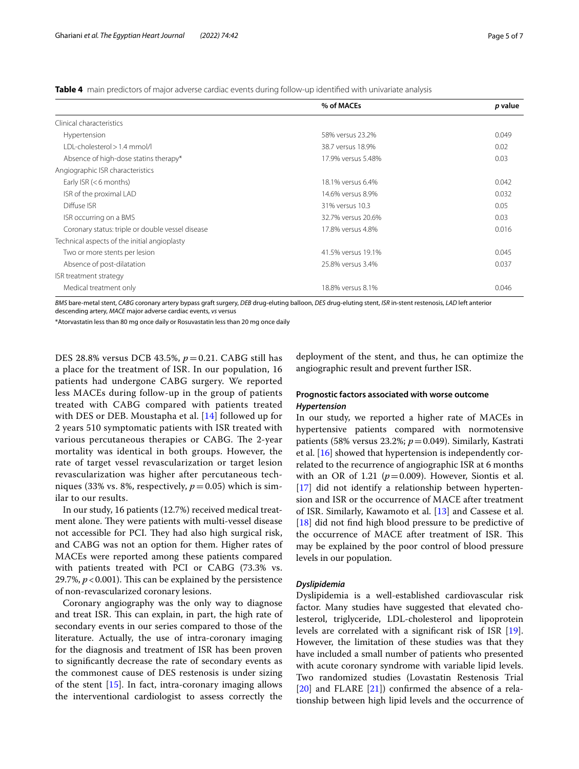**Table 4** main predictors of major adverse cardiac events during follow-up identified with univariate analysis

| | % of MACEs | *p* value |
|---|---|---|
| Clinical characteristics | | |
| Hypertension | 58% versus 23.2% | 0.049 |
| LDL-cholesterol > 1.4 mmol/l | 38.7 versus 18.9% | 0.02 |
| Absence of high-dose statins therapy* | 17.9% versus 5.48% | 0.03 |
| Angiographic ISR characteristics | | |
| Early ISR (< 6 months) | 18.1% versus 6.4% | 0.042 |
| ISR of the proximal LAD | 14.6% versus 8.9% | 0.032 |
| Diffuse ISR | 31% versus 10.3 | 0.05 |
| ISR occurring on a BMS | 32.7% versus 20.6% | 0.03 |
| Coronary status: triple or double vessel disease | 17.8% versus 4.8% | 0.016 |
| Technical aspects of the initial angioplasty | | |
| Two or more stents per lesion | 41.5% versus 19.1% | 0.045 |
| Absence of post-dilatation | 25.8% versus 3.4% | 0.037 |
| ISR treatment strategy | | |
| Medical treatment only | 18.8% versus 8.1% | 0.046 |

*BMS* bare-metal stent, *CABG* coronary artery bypass graft surgery, *DEB* drug-eluting balloon, *DES* drug-eluting stent, *ISR* in-stent restenosis, *LAD* left anterior descending artery, *MACE* major adverse cardiac events, *vs* versus

*Atorvastatin less than 80 mg once daily or Rosuvastatin less than 20 mg once daily

DES 28.8% versus DCB 43.5%, $p = 0.21$. CABG still has a place for the treatment of ISR. In our population, 16 patients had undergone CABG surgery. We reported less MACEs during follow-up in the group of patients treated with CABG compared with patients treated with DES or DEB. Moustapha et al. [14] followed up for 2 years 510 symptomatic patients with ISR treated with various percutaneous therapies or CABG. The 2-year mortality was identical in both groups. However, the rate of target vessel revascularization or target lesion revascularization was higher after percutaneous techniques (33% vs. 8%, respectively, $p = 0.05$) which is similar to our results.

In our study, 16 patients (12.7%) received medical treatment alone. They were patients with multi-vessel disease not accessible for PCI. They had also high surgical risk, and CABG was not an option for them. Higher rates of MACEs were reported among these patients compared with patients treated with PCI or CABG (73.3% vs. 29.7%, $p < 0.001$). This can be explained by the persistence of non-revascularized coronary lesions.

Coronary angiography was the only way to diagnose and treat ISR. This can explain, in part, the high rate of secondary events in our series compared to those of the literature. Actually, the use of intra-coronary imaging for the diagnosis and treatment of ISR has been proven to significantly decrease the rate of secondary events as the commonest cause of DES restenosis is under sizing of the stent [15]. In fact, intra-coronary imaging allows the interventional cardiologist to assess correctly the deployment of the stent, and thus, he can optimize the angiographic result and prevent further ISR.

### Prognostic factors associated with worse outcome

#### *Hypertension*

In our study, we reported a higher rate of MACEs in hypertensive patients compared with normotensive patients (58% versus 23.2%; $p = 0.049$). Similarly, Kastrati et al. [16] showed that hypertension is independently correlated to the recurrence of angiographic ISR at 6 months with an OR of 1.21 ($p = 0.009$). However, Siontis et al. [17] did not identify a relationship between hypertension and ISR or the occurrence of MACE after treatment of ISR. Similarly, Kawamoto et al. [13] and Cassese et al. [18] did not find high blood pressure to be predictive of the occurrence of MACE after treatment of ISR. This may be explained by the poor control of blood pressure levels in our population.

#### *Dyslipidemia*

Dyslipidemia is a well-established cardiovascular risk factor. Many studies have suggested that elevated cholesterol, triglyceride, LDL-cholesterol and lipoprotein levels are correlated with a significant risk of ISR [19]. However, the limitation of these studies was that they have included a small number of patients who presented with acute coronary syndrome with variable lipid levels. Two randomized studies (Lovastatin Restenosis Trial [20] and FLARE [21]) confirmed the absence of a relationship between high lipid levels and the occurrence of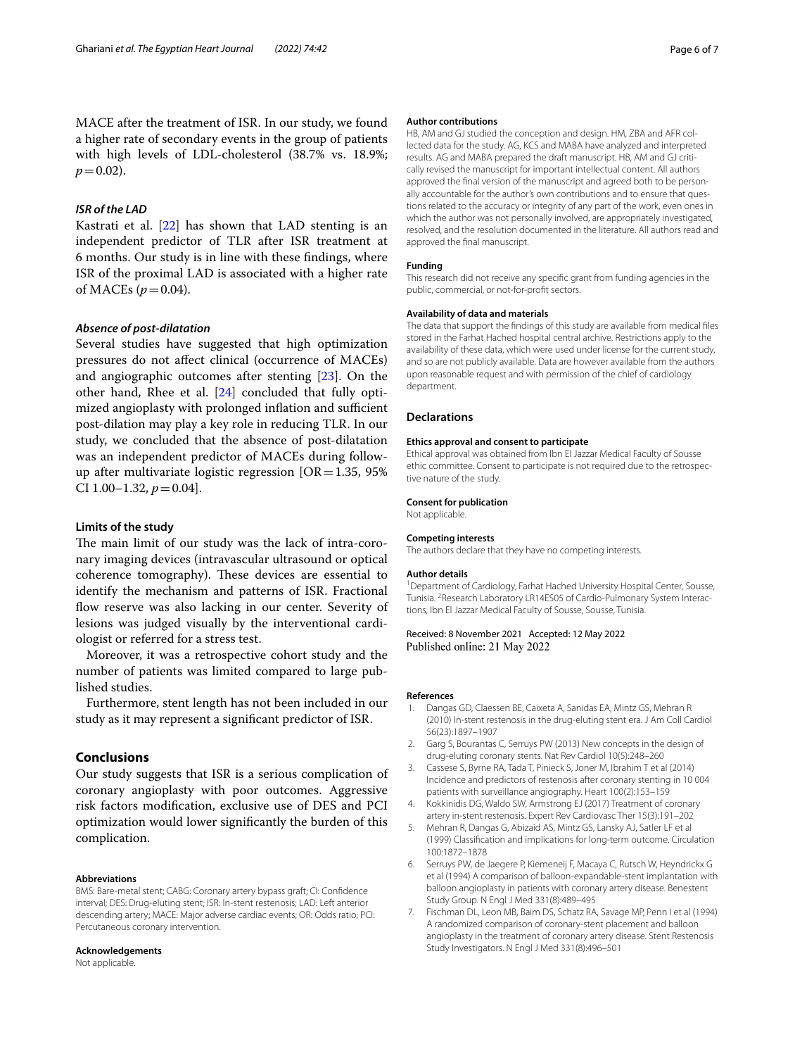MACE after the treatment of ISR. In our study, we found a higher rate of secondary events in the group of patients with high levels of LDL-cholesterol (38.7% vs. 18.9%; $p = 0.02$).

### *ISR of the LAD*

Kastrati et al. [22] has shown that LAD stenting is an independent predictor of TLR after ISR treatment at 6 months. Our study is in line with these findings, where ISR of the proximal LAD is associated with a higher rate of MACEs ($p = 0.04$).

### *Absence of post-dilatation*

Several studies have suggested that high optimization pressures do not affect clinical (occurrence of MACEs) and angiographic outcomes after stenting [23]. On the other hand, Rhee et al. [24] concluded that fully optimized angioplasty with prolonged inflation and sufficient post-dilation may play a key role in reducing TLR. In our study, we concluded that the absence of post-dilatation was an independent predictor of MACEs during follow-up after multivariate logistic regression [OR = 1.35, 95% CI 1.00–1.32, $p = 0.04$].

### Limits of the study

The main limit of our study was the lack of intra-coronary imaging devices (intravascular ultrasound or optical coherence tomography). These devices are essential to identify the mechanism and patterns of ISR. Fractional flow reserve was also lacking in our center. Severity of lesions was judged visually by the interventional cardiologist or referred for a stress test.

Moreover, it was a retrospective cohort study and the number of patients was limited compared to large published studies.

Furthermore, stent length has not been included in our study as it may represent a significant predictor of ISR.

## Conclusions

Our study suggests that ISR is a serious complication of coronary angioplasty with poor outcomes. Aggressive risk factors modification, exclusive use of DES and PCI optimization would lower significantly the burden of this complication.

#### Abbreviations

BMS: Bare-metal stent; CABG: Coronary artery bypass graft; CI: Confidence interval; DES: Drug-eluting stent; ISR: In-stent restenosis; LAD: Left anterior descending artery; MACE: Major adverse cardiac events; OR: Odds ratio; PCI: Percutaneous coronary intervention.

#### Acknowledgements

Not applicable.

#### Author contributions

HB, AM and GJ studied the conception and design. HM, ZBA and AFR collected data for the study. AG, KCS and MABA have analyzed and interpreted results. AG and MABA prepared the draft manuscript. HB, AM and GJ critically revised the manuscript for important intellectual content. All authors approved the final version of the manuscript and agreed both to be personally accountable for the author's own contributions and to ensure that questions related to the accuracy or integrity of any part of the work, even ones in which the author was not personally involved, are appropriately investigated, resolved, and the resolution documented in the literature. All authors read and approved the final manuscript.

#### Funding

This research did not receive any specific grant from funding agencies in the public, commercial, or not-for-profit sectors.

#### Availability of data and materials

The data that support the findings of this study are available from medical files stored in the Farhat Hached hospital central archive. Restrictions apply to the availability of these data, which were used under license for the current study, and so are not publicly available. Data are however available from the authors upon reasonable request and with permission of the chief of cardiology department.

## Declarations

#### Ethics approval and consent to participate

Ethical approval was obtained from Ibn El Jazzar Medical Faculty of Sousse ethic committee. Consent to participate is not required due to the retrospective nature of the study.

#### Consent for publication

Not applicable.

#### Competing interests

The authors declare that they have no competing interests.

#### Author details

[1] Department of Cardiology, Farhat Hached University Hospital Center, Sousse, Tunisia. [2] Research Laboratory LR14ES05 of Cardio-Pulmonary System Interactions, Ibn El Jazzar Medical Faculty of Sousse, Sousse, Tunisia.

Received: 8 November 2021 Accepted: 12 May 2022
Published online: 21 May 2022

#### References

1. Dangas GD, Claessen BE, Caixeta A, Sanidas EA, Mintz GS, Mehran R (2010) In-stent restenosis in the drug-eluting stent era. J Am Coll Cardiol 56(23):1897–1907
2. Garg S, Bourantas C, Serruys PW (2013) New concepts in the design of drug-eluting coronary stents. Nat Rev Cardiol 10(5):248–260
3. Cassese S, Byrne RA, Tada T, Pinieck S, Joner M, Ibrahim T et al (2014) Incidence and predictors of restenosis after coronary stenting in 10 004 patients with surveillance angiography. Heart 100(2):153–159
4. Kokkinidis DG, Waldo SW, Armstrong EJ (2017) Treatment of coronary artery in-stent restenosis. Expert Rev Cardiovasc Ther 15(3):191–202
5. Mehran R, Dangas G, Abizaid AS, Mintz GS, Lansky AJ, Satler LF et al (1999) Classification and implications for long-term outcome. Circulation 100:1872–1878
6. Serruys PW, de Jaegere P, Kiemeneij F, Macaya C, Rutsch W, Heyndrickx G et al (1994) A comparison of balloon-expandable-stent implantation with balloon angioplasty in patients with coronary artery disease. Benestent Study Group. N Engl J Med 331(8):489–495
7. Fischman DL, Leon MB, Baim DS, Schatz RA, Savage MP, Penn I et al (1994) A randomized comparison of coronary-stent placement and balloon angioplasty in the treatment of coronary artery disease. Stent Restenosis Study Investigators. N Engl J Med 331(8):496–501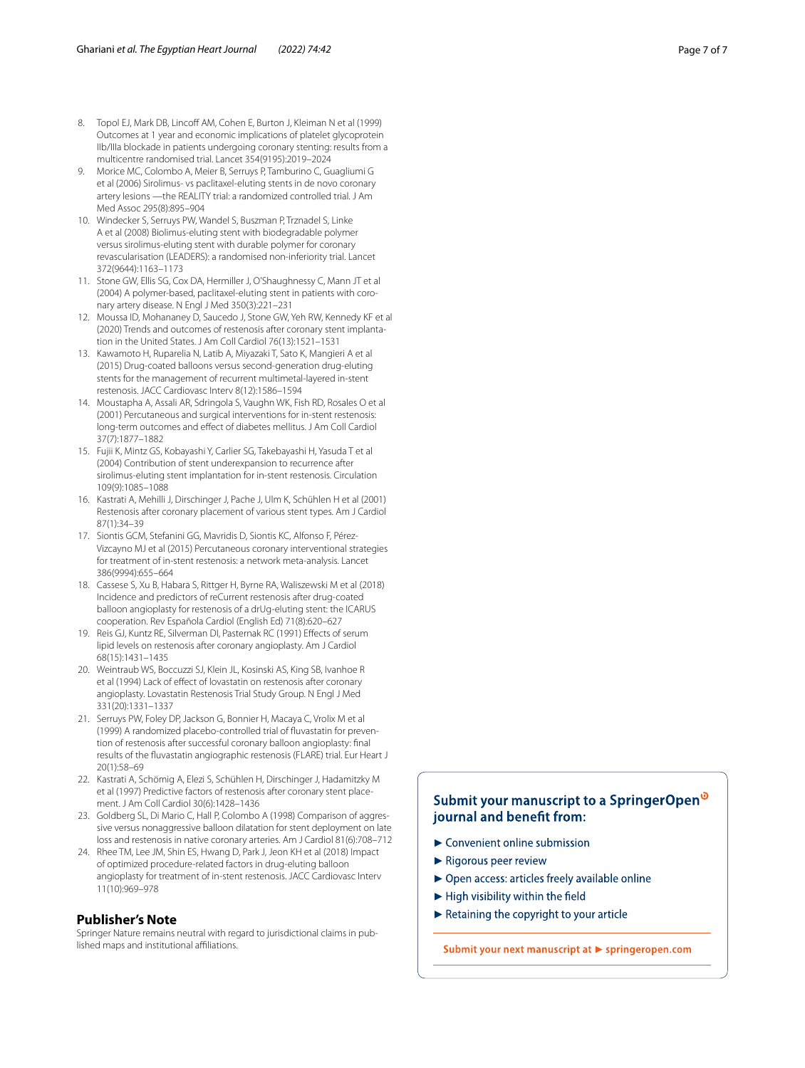8. Topol EJ, Mark DB, Lincoff AM, Cohen E, Burton J, Kleiman N et al (1999) Outcomes at 1 year and economic implications of platelet glycoprotein IIb/IIIa blockade in patients undergoing coronary stenting: results from a multicentre randomised trial. Lancet 354(9195):2019–2024
9. Morice MC, Colombo A, Meier B, Serruys P, Tamburino C, Guagliumi G et al (2006) Sirolimus- vs paclitaxel-eluting stents in de novo coronary artery lesions —the REALITY trial: a randomized controlled trial. J Am Med Assoc 295(8):895–904
10. Windecker S, Serruys PW, Wandel S, Buszman P, Trznadel S, Linke A et al (2008) Biolimus-eluting stent with biodegradable polymer versus sirolimus-eluting stent with durable polymer for coronary revascularisation (LEADERS): a randomised non-inferiority trial. Lancet 372(9644):1163–1173
11. Stone GW, Ellis SG, Cox DA, Hermiller J, O'Shaughnessy C, Mann JT et al (2004) A polymer-based, paclitaxel-eluting stent in patients with coronary artery disease. N Engl J Med 350(3):221–231
12. Moussa ID, Mohananey D, Saucedo J, Stone GW, Yeh RW, Kennedy KF et al (2020) Trends and outcomes of restenosis after coronary stent implantation in the United States. J Am Coll Cardiol 76(13):1521–1531
13. Kawamoto H, Ruparelia N, Latib A, Miyazaki T, Sato K, Mangieri A et al (2015) Drug-coated balloons versus second-generation drug-eluting stents for the management of recurrent multimetal-layered in-stent restenosis. JACC Cardiovasc Interv 8(12):1586–1594
14. Moustapha A, Assali AR, Sdringola S, Vaughn WK, Fish RD, Rosales O et al (2001) Percutaneous and surgical interventions for in-stent restenosis: long-term outcomes and effect of diabetes mellitus. J Am Coll Cardiol 37(7):1877–1882
15. Fujii K, Mintz GS, Kobayashi Y, Carlier SG, Takebayashi H, Yasuda T et al (2004) Contribution of stent underexpansion to recurrence after sirolimus-eluting stent implantation for in-stent restenosis. Circulation 109(9):1085–1088
16. Kastrati A, Mehilli J, Dirschinger J, Pache J, Ulm K, Schühlen H et al (2001) Restenosis after coronary placement of various stent types. Am J Cardiol 87(1):34–39
17. Siontis GCM, Stefanini GG, Mavridis D, Siontis KC, Alfonso F, Pérez-Vizcayno MJ et al (2015) Percutaneous coronary interventional strategies for treatment of in-stent restenosis: a network meta-analysis. Lancet 386(9994):655–664
18. Cassese S, Xu B, Habara S, Rittger H, Byrne RA, Waliszewski M et al (2018) Incidence and predictors of reCurrent restenosis after drug-coated balloon angioplasty for restenosis of a drUg-eluting stent: the ICARUS cooperation. Rev Española Cardiol (English Ed) 71(8):620–627
19. Reis GJ, Kuntz RE, Silverman DI, Pasternak RC (1991) Effects of serum lipid levels on restenosis after coronary angioplasty. Am J Cardiol 68(15):1431–1435
20. Weintraub WS, Boccuzzi SJ, Klein JL, Kosinski AS, King SB, Ivanhoe R et al (1994) Lack of effect of lovastatin on restenosis after coronary angioplasty. Lovastatin Restenosis Trial Study Group. N Engl J Med 331(20):1331–1337
21. Serruys PW, Foley DP, Jackson G, Bonnier H, Macaya C, Vrolix M et al (1999) A randomized placebo-controlled trial of fluvastatin for prevention of restenosis after successful coronary balloon angioplasty: final results of the fluvastatin angiographic restenosis (FLARE) trial. Eur Heart J 20(1):58–69
22. Kastrati A, Schömig A, Elezi S, Schühlen H, Dirschinger J, Hadamitzky M et al (1997) Predictive factors of restenosis after coronary stent placement. J Am Coll Cardiol 30(6):1428–1436
23. Goldberg SL, Di Mario C, Hall P, Colombo A (1998) Comparison of aggressive versus nonaggressive balloon dilatation for stent deployment on late loss and restenosis in native coronary arteries. Am J Cardiol 81(6):708–712
24. Rhee TM, Lee JM, Shin ES, Hwang D, Park J, Jeon KH et al (2018) Impact of optimized procedure-related factors in drug-eluting balloon angioplasty for treatment of in-stent restenosis. JACC Cardiovasc Interv 11(10):969–978

## Publisher's Note

Springer Nature remains neutral with regard to jurisdictional claims in published maps and institutional affiliations.